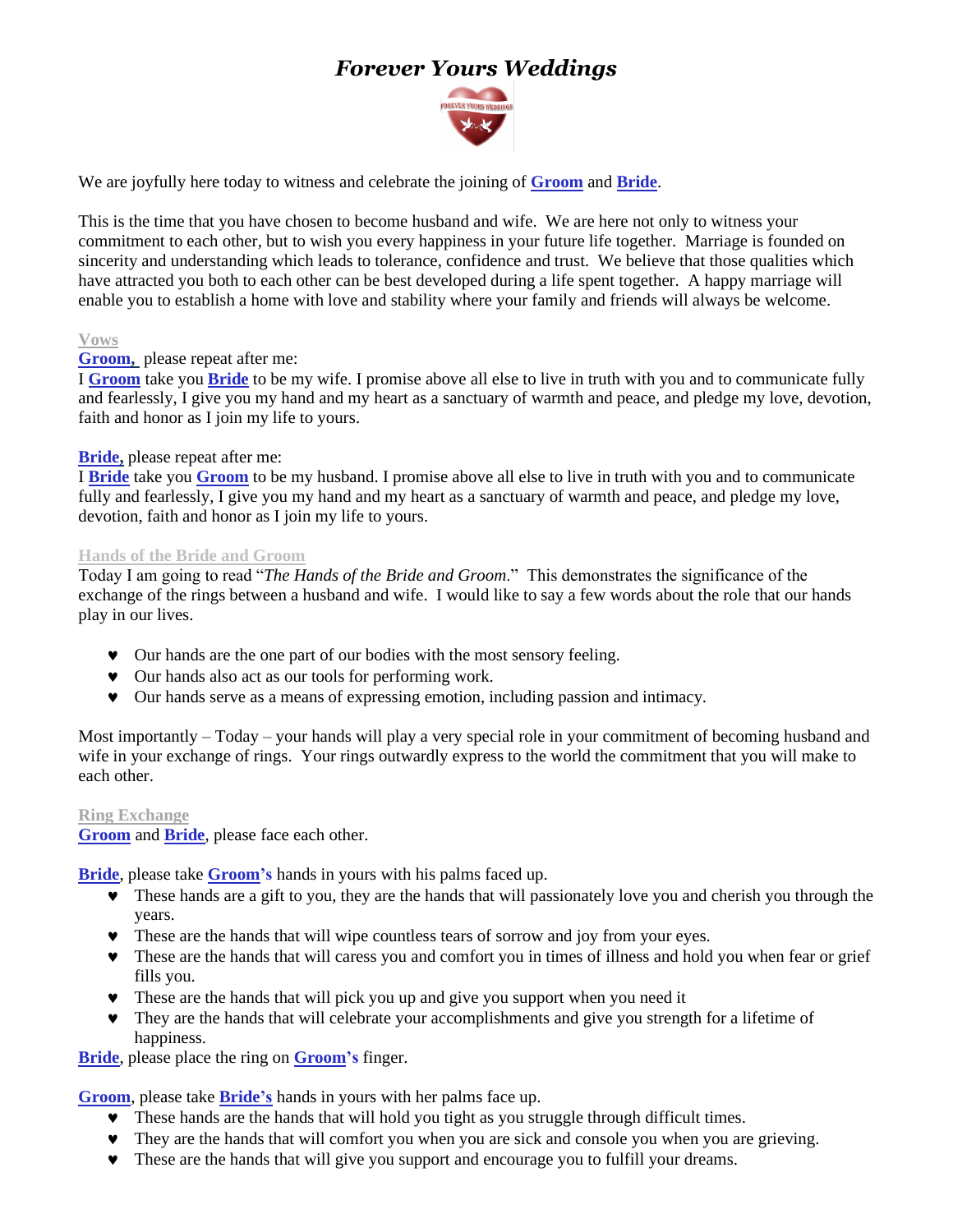# *Forever Yours Weddings*

We are joyfully here today to witness and celebrate the joining of **Groom** and **Bride**.

This is the time that you have chosen to become husband and wife. We are here not only to witness your commitment to each other, but to wish you every happiness in your future life together. Marriage is founded on sincerity and understanding which leads to tolerance, confidence and trust. We believe that those qualities which have attracted you both to each other can be best developed during a life spent together. A happy marriage will enable you to establish a home with love and stability where your family and friends will always be welcome.

## Vows

**Groom,** please repeat after me:
I **Groom** take you **Bride** to be my wife. I promise above all else to live in truth with you and to communicate fully and fearlessly, I give you my hand and my heart as a sanctuary of warmth and peace, and pledge my love, devotion, faith and honor as I join my life to yours.

**Bride,** please repeat after me:
I **Bride** take you **Groom** to be my husband. I promise above all else to live in truth with you and to communicate fully and fearlessly, I give you my hand and my heart as a sanctuary of warmth and peace, and pledge my love, devotion, faith and honor as I join my life to yours.

## Hands of the Bride and Groom

Today I am going to read "*The Hands of the Bride and Groom*." This demonstrates the significance of the exchange of the rings between a husband and wife. I would like to say a few words about the role that our hands play in our lives.

- Our hands are the one part of our bodies with the most sensory feeling.
- Our hands also act as our tools for performing work.
- Our hands serve as a means of expressing emotion, including passion and intimacy.

Most importantly – Today – your hands will play a very special role in your commitment of becoming husband and wife in your exchange of rings. Your rings outwardly express to the world the commitment that you will make to each other.

## Ring Exchange

**Groom** and **Bride**, please face each other.

**Bride**, please take **Groom's** hands in yours with his palms faced up.

- These hands are a gift to you, they are the hands that will passionately love you and cherish you through the years.
- These are the hands that will wipe countless tears of sorrow and joy from your eyes.
- These are the hands that will caress you and comfort you in times of illness and hold you when fear or grief fills you.
- These are the hands that will pick you up and give you support when you need it
- They are the hands that will celebrate your accomplishments and give you strength for a lifetime of happiness.

**Bride**, please place the ring on **Groom's** finger.

**Groom**, please take **Bride's** hands in yours with her palms face up.

- These hands are the hands that will hold you tight as you struggle through difficult times.
- They are the hands that will comfort you when you are sick and console you when you are grieving.
- These are the hands that will give you support and encourage you to fulfill your dreams.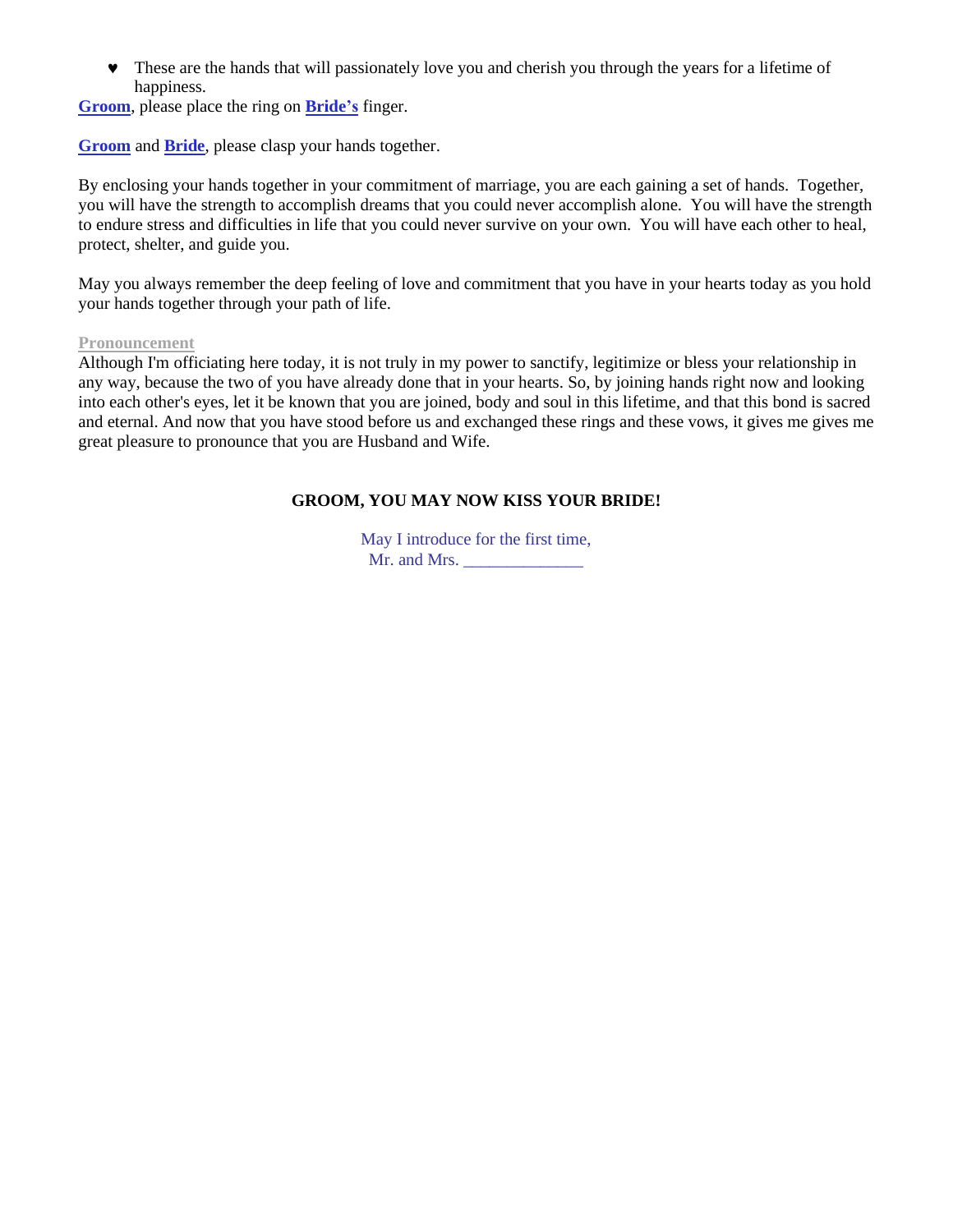- ♥ These are the hands that will passionately love you and cherish you through the years for a lifetime of happiness.

**Groom**, please place the ring on **Bride's** finger.

**Groom** and **Bride**, please clasp your hands together.

By enclosing your hands together in your commitment of marriage, you are each gaining a set of hands. Together, you will have the strength to accomplish dreams that you could never accomplish alone. You will have the strength to endure stress and difficulties in life that you could never survive on your own. You will have each other to heal, protect, shelter, and guide you.

May you always remember the deep feeling of love and commitment that you have in your hearts today as you hold your hands together through your path of life.

**Pronouncement**

Although I'm officiating here today, it is not truly in my power to sanctify, legitimize or bless your relationship in any way, because the two of you have already done that in your hearts. So, by joining hands right now and looking into each other's eyes, let it be known that you are joined, body and soul in this lifetime, and that this bond is sacred and eternal. And now that you have stood before us and exchanged these rings and these vows, it gives me gives me great pleasure to pronounce that you are Husband and Wife.

**GROOM, YOU MAY NOW KISS YOUR BRIDE!**

May I introduce for the first time,
Mr. and Mrs. ______________